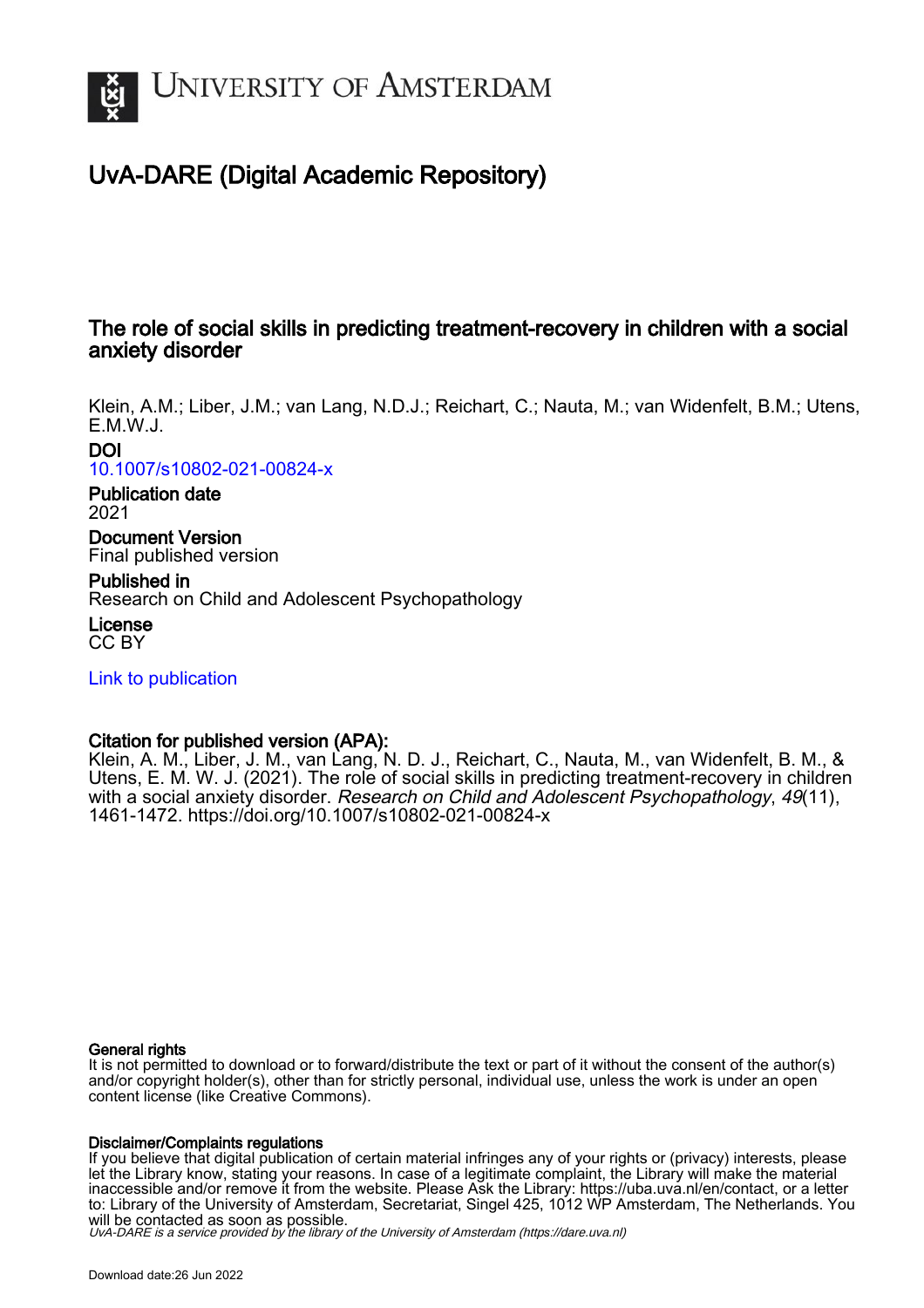UNIVERSITY OF AMSTERDAM

# UvA-DARE (Digital Academic Repository)

## The role of social skills in predicting treatment-recovery in children with a social anxiety disorder

Klein, A.M.; Liber, J.M.; van Lang, N.D.J.; Reichart, C.; Nauta, M.; van Widenfelt, B.M.; Utens, E.M.W.J.

**DOI**
10.1007/s10802-021-00824-x

**Publication date**
2021

**Document Version**
Final published version

**Published in**
Research on Child and Adolescent Psychopathology

**License**
CC BY

Link to publication

**Citation for published version (APA):**
Klein, A. M., Liber, J. M., van Lang, N. D. J., Reichart, C., Nauta, M., van Widenfelt, B. M., & Utens, E. M. W. J. (2021). The role of social skills in predicting treatment-recovery in children with a social anxiety disorder. *Research on Child and Adolescent Psychopathology*, *49*(11), 1461-1472. https://doi.org/10.1007/s10802-021-00824-x

**General rights**
It is not permitted to download or to forward/distribute the text or part of it without the consent of the author(s) and/or copyright holder(s), other than for strictly personal, individual use, unless the work is under an open content license (like Creative Commons).

**Disclaimer/Complaints regulations**
If you believe that digital publication of certain material infringes any of your rights or (privacy) interests, please let the Library know, stating your reasons. In case of a legitimate complaint, the Library will make the material inaccessible and/or remove it from the website. Please Ask the Library: https://uba.uva.nl/en/contact, or a letter to: Library of the University of Amsterdam, Secretariat, Singel 425, 1012 WP Amsterdam, The Netherlands. You will be contacted as soon as possible.
*UvA-DARE is a service provided by the library of the University of Amsterdam (https://dare.uva.nl)*

Download date:26 Jun 2022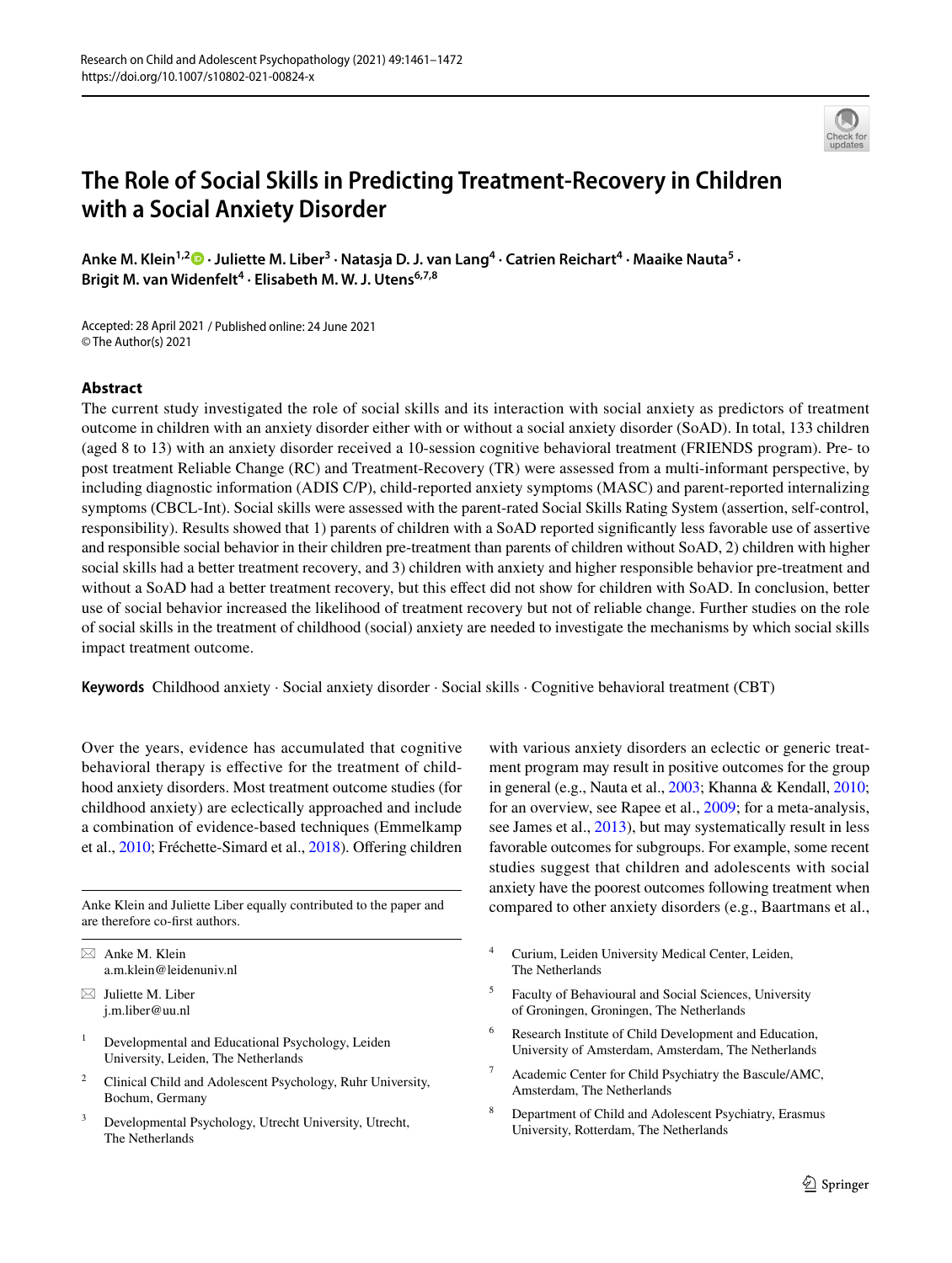# The Role of Social Skills in Predicting Treatment-Recovery in Children with a Social Anxiety Disorder

**Anke M. Klein[1,2] · Juliette M. Liber[3] · Natasja D. J. van Lang[4] · Catrien Reichart[4] · Maaike Nauta[5] · Brigit M. van Widenfelt[4] · Elisabeth M. W. J. Utens[6,7,8]**

Accepted: 28 April 2021 / Published online: 24 June 2021
© The Author(s) 2021

## Abstract

The current study investigated the role of social skills and its interaction with social anxiety as predictors of treatment outcome in children with an anxiety disorder either with or without a social anxiety disorder (SoAD). In total, 133 children (aged 8 to 13) with an anxiety disorder received a 10-session cognitive behavioral treatment (FRIENDS program). Pre- to post treatment Reliable Change (RC) and Treatment-Recovery (TR) were assessed from a multi-informant perspective, by including diagnostic information (ADIS C/P), child-reported anxiety symptoms (MASC) and parent-reported internalizing symptoms (CBCL-Int). Social skills were assessed with the parent-rated Social Skills Rating System (assertion, self-control, responsibility). Results showed that 1) parents of children with a SoAD reported significantly less favorable use of assertive and responsible social behavior in their children pre-treatment than parents of children without SoAD, 2) children with higher social skills had a better treatment recovery, and 3) children with anxiety and higher responsible behavior pre-treatment and without a SoAD had a better treatment recovery, but this effect did not show for children with SoAD. In conclusion, better use of social behavior increased the likelihood of treatment recovery but not of reliable change. Further studies on the role of social skills in the treatment of childhood (social) anxiety are needed to investigate the mechanisms by which social skills impact treatment outcome.

**Keywords** Childhood anxiety · Social anxiety disorder · Social skills · Cognitive behavioral treatment (CBT)

Over the years, evidence has accumulated that cognitive behavioral therapy is effective for the treatment of childhood anxiety disorders. Most treatment outcome studies (for childhood anxiety) are eclectically approached and include a combination of evidence-based techniques (Emmelkamp et al., 2010; Fréchette-Simard et al., 2018). Offering children with various anxiety disorders an eclectic or generic treatment program may result in positive outcomes for the group in general (e.g., Nauta et al., 2003; Khanna & Kendall, 2010; for an overview, see Rapee et al., 2009; for a meta-analysis, see James et al., 2013), but may systematically result in less favorable outcomes for subgroups. For example, some recent studies suggest that children and adolescents with social anxiety have the poorest outcomes following treatment when compared to other anxiety disorders (e.g., Baartmans et al.,

Anke Klein and Juliette Liber equally contributed to the paper and are therefore co-first authors.

✉ Anke M. Klein
a.m.klein@leidenuniv.nl

✉ Juliette M. Liber
j.m.liber@uu.nl

1. Developmental and Educational Psychology, Leiden University, Leiden, The Netherlands
2. Clinical Child and Adolescent Psychology, Ruhr University, Bochum, Germany
3. Developmental Psychology, Utrecht University, Utrecht, The Netherlands
4. Curium, Leiden University Medical Center, Leiden, The Netherlands
5. Faculty of Behavioural and Social Sciences, University of Groningen, Groningen, The Netherlands
6. Research Institute of Child Development and Education, University of Amsterdam, Amsterdam, The Netherlands
7. Academic Center for Child Psychiatry the Bascule/AMC, Amsterdam, The Netherlands
8. Department of Child and Adolescent Psychiatry, Erasmus University, Rotterdam, The Netherlands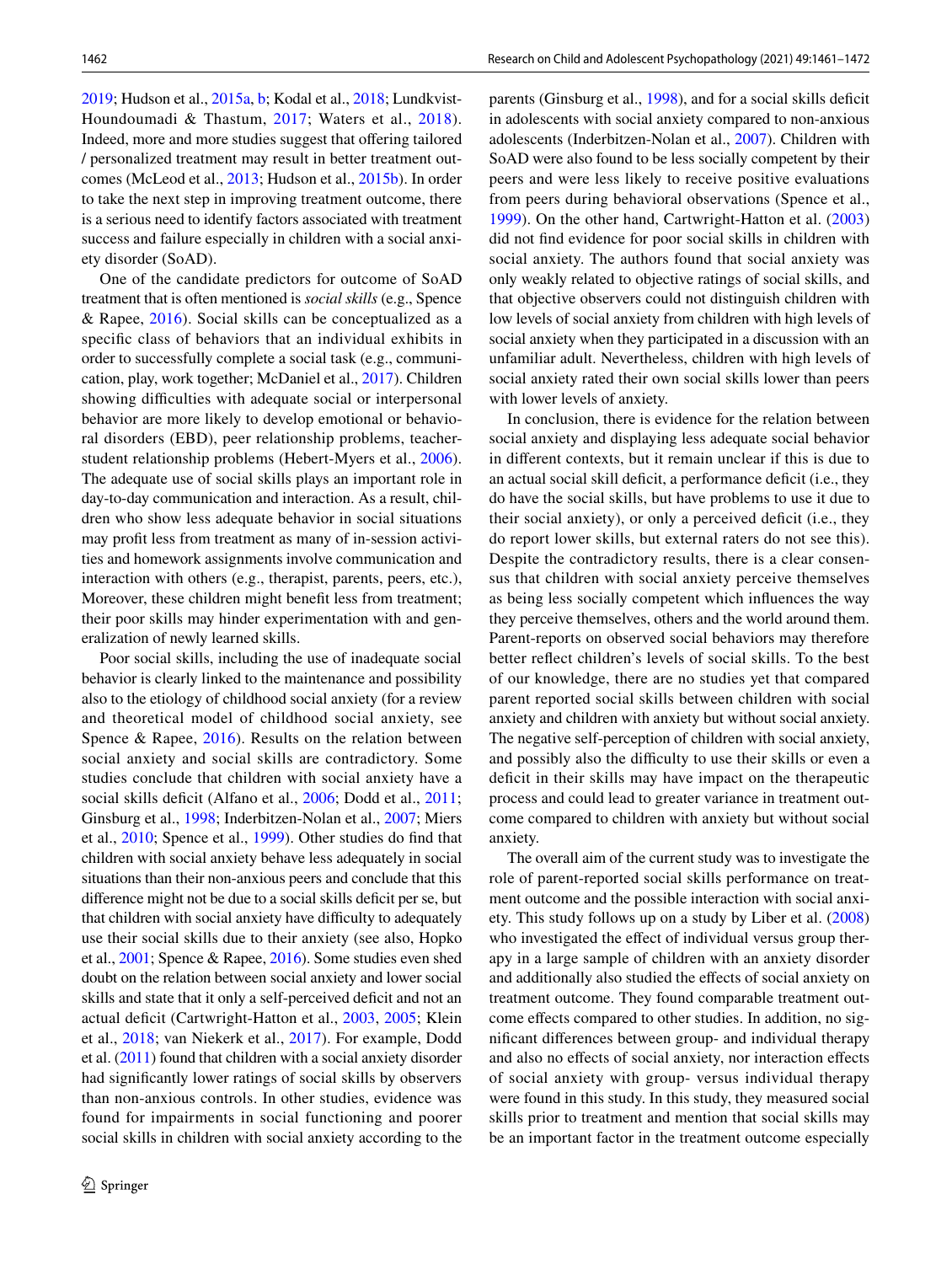2019; Hudson et al., 2015a, b; Kodal et al., 2018; Lundkvist-Houndoumadi & Thastum, 2017; Waters et al., 2018). Indeed, more and more studies suggest that offering tailored / personalized treatment may result in better treatment outcomes (McLeod et al., 2013; Hudson et al., 2015b). In order to take the next step in improving treatment outcome, there is a serious need to identify factors associated with treatment success and failure especially in children with a social anxiety disorder (SoAD).

One of the candidate predictors for outcome of SoAD treatment that is often mentioned is *social skills* (e.g., Spence & Rapee, 2016). Social skills can be conceptualized as a specific class of behaviors that an individual exhibits in order to successfully complete a social task (e.g., communication, play, work together; McDaniel et al., 2017). Children showing difficulties with adequate social or interpersonal behavior are more likely to develop emotional or behavioral disorders (EBD), peer relationship problems, teacher-student relationship problems (Hebert-Myers et al., 2006). The adequate use of social skills plays an important role in day-to-day communication and interaction. As a result, children who show less adequate behavior in social situations may profit less from treatment as many of in-session activities and homework assignments involve communication and interaction with others (e.g., therapist, parents, peers, etc.), Moreover, these children might benefit less from treatment; their poor skills may hinder experimentation with and generalization of newly learned skills.

Poor social skills, including the use of inadequate social behavior is clearly linked to the maintenance and possibility also to the etiology of childhood social anxiety (for a review and theoretical model of childhood social anxiety, see Spence & Rapee, 2016). Results on the relation between social anxiety and social skills are contradictory. Some studies conclude that children with social anxiety have a social skills deficit (Alfano et al., 2006; Dodd et al., 2011; Ginsburg et al., 1998; Inderbitzen-Nolan et al., 2007; Miers et al., 2010; Spence et al., 1999). Other studies do find that children with social anxiety behave less adequately in social situations than their non-anxious peers and conclude that this difference might not be due to a social skills deficit per se, but that children with social anxiety have difficulty to adequately use their social skills due to their anxiety (see also, Hopko et al., 2001; Spence & Rapee, 2016). Some studies even shed doubt on the relation between social anxiety and lower social skills and state that it only a self-perceived deficit and not an actual deficit (Cartwright-Hatton et al., 2003, 2005; Klein et al., 2018; van Niekerk et al., 2017). For example, Dodd et al. (2011) found that children with a social anxiety disorder had significantly lower ratings of social skills by observers than non-anxious controls. In other studies, evidence was found for impairments in social functioning and poorer social skills in children with social anxiety according to the parents (Ginsburg et al., 1998), and for a social skills deficit in adolescents with social anxiety compared to non-anxious adolescents (Inderbitzen-Nolan et al., 2007). Children with SoAD were also found to be less socially competent by their peers and were less likely to receive positive evaluations from peers during behavioral observations (Spence et al., 1999). On the other hand, Cartwright-Hatton et al. (2003) did not find evidence for poor social skills in children with social anxiety. The authors found that social anxiety was only weakly related to objective ratings of social skills, and that objective observers could not distinguish children with low levels of social anxiety from children with high levels of social anxiety when they participated in a discussion with an unfamiliar adult. Nevertheless, children with high levels of social anxiety rated their own social skills lower than peers with lower levels of anxiety.

In conclusion, there is evidence for the relation between social anxiety and displaying less adequate social behavior in different contexts, but it remain unclear if this is due to an actual social skill deficit, a performance deficit (i.e., they do have the social skills, but have problems to use it due to their social anxiety), or only a perceived deficit (i.e., they do report lower skills, but external raters do not see this). Despite the contradictory results, there is a clear consensus that children with social anxiety perceive themselves as being less socially competent which influences the way they perceive themselves, others and the world around them. Parent-reports on observed social behaviors may therefore better reflect children's levels of social skills. To the best of our knowledge, there are no studies yet that compared parent reported social skills between children with social anxiety and children with anxiety but without social anxiety. The negative self-perception of children with social anxiety, and possibly also the difficulty to use their skills or even a deficit in their skills may have impact on the therapeutic process and could lead to greater variance in treatment outcome compared to children with anxiety but without social anxiety.

The overall aim of the current study was to investigate the role of parent-reported social skills performance on treatment outcome and the possible interaction with social anxiety. This study follows up on a study by Liber et al. (2008) who investigated the effect of individual versus group therapy in a large sample of children with an anxiety disorder and additionally also studied the effects of social anxiety on treatment outcome. They found comparable treatment outcome effects compared to other studies. In addition, no significant differences between group- and individual therapy and also no effects of social anxiety, nor interaction effects of social anxiety with group- versus individual therapy were found in this study. In this study, they measured social skills prior to treatment and mention that social skills may be an important factor in the treatment outcome especially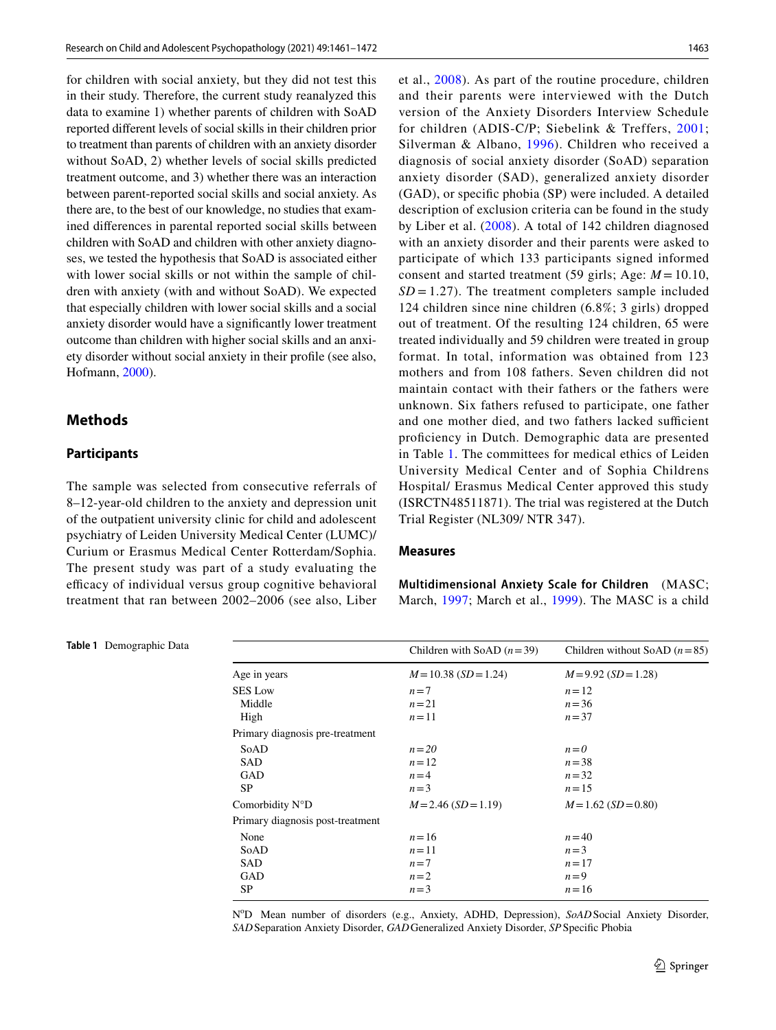for children with social anxiety, but they did not test this in their study. Therefore, the current study reanalyzed this data to examine 1) whether parents of children with SoAD reported different levels of social skills in their children prior to treatment than parents of children with an anxiety disorder without SoAD, 2) whether levels of social skills predicted treatment outcome, and 3) whether there was an interaction between parent-reported social skills and social anxiety. As there are, to the best of our knowledge, no studies that examined differences in parental reported social skills between children with SoAD and children with other anxiety diagnoses, we tested the hypothesis that SoAD is associated either with lower social skills or not within the sample of children with anxiety (with and without SoAD). We expected that especially children with lower social skills and a social anxiety disorder would have a significantly lower treatment outcome than children with higher social skills and an anxiety disorder without social anxiety in their profile (see also, Hofmann, 2000).

## Methods

### Participants

The sample was selected from consecutive referrals of 8–12-year-old children to the anxiety and depression unit of the outpatient university clinic for child and adolescent psychiatry of Leiden University Medical Center (LUMC)/ Curium or Erasmus Medical Center Rotterdam/Sophia. The present study was part of a study evaluating the efficacy of individual versus group cognitive behavioral treatment that ran between 2002–2006 (see also, Liber et al., 2008). As part of the routine procedure, children and their parents were interviewed with the Dutch version of the Anxiety Disorders Interview Schedule for children (ADIS-C/P; Siebelink & Treffers, 2001; Silverman & Albano, 1996). Children who received a diagnosis of social anxiety disorder (SoAD) separation anxiety disorder (SAD), generalized anxiety disorder (GAD), or specific phobia (SP) were included. A detailed description of exclusion criteria can be found in the study by Liber et al. (2008). A total of 142 children diagnosed with an anxiety disorder and their parents were asked to participate of which 133 participants signed informed consent and started treatment (59 girls; Age: $M = 10.10$, $SD = 1.27$). The treatment completers sample included 124 children since nine children (6.8%; 3 girls) dropped out of treatment. Of the resulting 124 children, 65 were treated individually and 59 children were treated in group format. In total, information was obtained from 123 mothers and from 108 fathers. Seven children did not maintain contact with their fathers or the fathers were unknown. Six fathers refused to participate, one father and one mother died, and two fathers lacked sufficient proficiency in Dutch. Demographic data are presented in Table 1. The committees for medical ethics of Leiden University Medical Center and of Sophia Childrens Hospital/ Erasmus Medical Center approved this study (ISRCTN48511871). The trial was registered at the Dutch Trial Register (NL309/ NTR 347).

### Measures

**Multidimensional Anxiety Scale for Children** (MASC; March, 1997; March et al., 1999). The MASC is a child

**Table 1** Demographic Data

| | Children with SoAD ($n = 39$) | Children without SoAD ($n = 85$) |
|---|---|---|
| Age in years | $M = 10.38$ ($SD = 1.24$) | $M = 9.92$ ($SD = 1.28$) |
| SES Low | $n = 7$ | $n = 12$ |
| Middle | $n = 21$ | $n = 36$ |
| High | $n = 11$ | $n = 37$ |
| Primary diagnosis pre-treatment | | |
| SoAD | $n = 20$ | $n = 0$ |
| SAD | $n = 12$ | $n = 38$ |
| GAD | $n = 4$ | $n = 32$ |
| SP | $n = 3$ | $n = 15$ |
| Comorbidity N°D | $M = 2.46$ ($SD = 1.19$) | $M = 1.62$ ($SD = 0.80$) |
| Primary diagnosis post-treatment | | |
| None | $n = 16$ | $n = 40$ |
| SoAD | $n = 11$ | $n = 3$ |
| SAD | $n = 7$ | $n = 17$ |
| GAD | $n = 2$ | $n = 9$ |
| SP | $n = 3$ | $n = 16$ |

N°D Mean number of disorders (e.g., Anxiety, ADHD, Depression), *SoAD* Social Anxiety Disorder, *SAD* Separation Anxiety Disorder, *GAD* Generalized Anxiety Disorder, *SP* Specific Phobia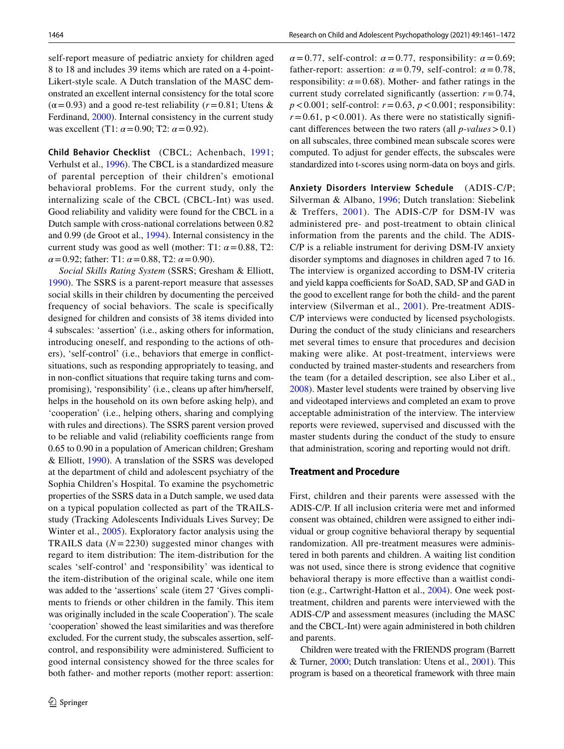self-report measure of pediatric anxiety for children aged 8 to 18 and includes 39 items which are rated on a 4-point-Likert-style scale. A Dutch translation of the MASC demonstrated an excellent internal consistency for the total score ($\alpha = 0.93$) and a good re-test reliability ($r = 0.81$; Utens & Ferdinand, 2000). Internal consistency in the current study was excellent (T1: $\alpha = 0.90$; T2: $\alpha = 0.92$).

**Child Behavior Checklist** (CBCL; Achenbach, 1991; Verhulst et al., 1996). The CBCL is a standardized measure of parental perception of their children's emotional behavioral problems. For the current study, only the internalizing scale of the CBCL (CBCL-Int) was used. Good reliability and validity were found for the CBCL in a Dutch sample with cross-national correlations between 0.82 and 0.99 (de Groot et al., 1994). Internal consistency in the current study was good as well (mother: T1: $\alpha = 0.88$, T2: $\alpha = 0.92$; father: T1: $\alpha = 0.88$, T2: $\alpha = 0.90$).

*Social Skills Rating System* (SSRS; Gresham & Elliott, 1990). The SSRS is a parent-report measure that assesses social skills in their children by documenting the perceived frequency of social behaviors. The scale is specifically designed for children and consists of 38 items divided into 4 subscales: 'assertion' (i.e., asking others for information, introducing oneself, and responding to the actions of others), 'self-control' (i.e., behaviors that emerge in conflict-situations, such as responding appropriately to teasing, and in non-conflict situations that require taking turns and compromising), 'responsibility' (i.e., cleans up after him/herself, helps in the household on its own before asking help), and 'cooperation' (i.e., helping others, sharing and complying with rules and directions). The SSRS parent version proved to be reliable and valid (reliability coefficients range from 0.65 to 0.90 in a population of American children; Gresham & Elliott, 1990). A translation of the SSRS was developed at the department of child and adolescent psychiatry of the Sophia Children's Hospital. To examine the psychometric properties of the SSRS data in a Dutch sample, we used data on a typical population collected as part of the TRAILS-study (Tracking Adolescents Individuals Lives Survey; De Winter et al., 2005). Exploratory factor analysis using the TRAILS data ($N = 2230$) suggested minor changes with regard to item distribution: The item-distribution for the scales 'self-control' and 'responsibility' was identical to the item-distribution of the original scale, while one item was added to the 'assertions' scale (item 27 'Gives compliments to friends or other children in the family. This item was originally included in the scale Cooperation'). The scale 'cooperation' showed the least similarities and was therefore excluded. For the current study, the subscales assertion, self-control, and responsibility were administered. Sufficient to good internal consistency showed for the three scales for both father- and mother reports (mother report: assertion: $\alpha = 0.77$, self-control: $\alpha = 0.77$, responsibility: $\alpha = 0.69$; father-report: assertion: $\alpha = 0.79$, self-control: $\alpha = 0.78$, responsibility: $\alpha = 0.68$). Mother- and father ratings in the current study correlated significantly (assertion: $r = 0.74$, $p < 0.001$; self-control: $r = 0.63$, $p < 0.001$; responsibility: $r = 0.61$, $p < 0.001$). As there were no statistically significant differences between the two raters (all *p-values* $> 0.1$) on all subscales, three combined mean subscale scores were computed. To adjust for gender effects, the subscales were standardized into t-scores using norm-data on boys and girls.

**Anxiety Disorders Interview Schedule** (ADIS-C/P; Silverman & Albano, 1996; Dutch translation: Siebelink & Treffers, 2001). The ADIS-C/P for DSM-IV was administered pre- and post-treatment to obtain clinical information from the parents and the child. The ADIS-C/P is a reliable instrument for deriving DSM-IV anxiety disorder symptoms and diagnoses in children aged 7 to 16. The interview is organized according to DSM-IV criteria and yield kappa coefficients for SoAD, SAD, SP and GAD in the good to excellent range for both the child- and the parent interview (Silverman et al., 2001). Pre-treatment ADIS-C/P interviews were conducted by licensed psychologists. During the conduct of the study clinicians and researchers met several times to ensure that procedures and decision making were alike. At post-treatment, interviews were conducted by trained master-students and researchers from the team (for a detailed description, see also Liber et al., 2008). Master level students were trained by observing live and videotaped interviews and completed an exam to prove acceptable administration of the interview. The interview reports were reviewed, supervised and discussed with the master students during the conduct of the study to ensure that administration, scoring and reporting would not drift.

### Treatment and Procedure

First, children and their parents were assessed with the ADIS-C/P. If all inclusion criteria were met and informed consent was obtained, children were assigned to either individual or group cognitive behavioral therapy by sequential randomization. All pre-treatment measures were administered in both parents and children. A waiting list condition was not used, since there is strong evidence that cognitive behavioral therapy is more effective than a waitlist condition (e.g., Cartwright-Hatton et al., 2004). One week post-treatment, children and parents were interviewed with the ADIS-C/P and assessment measures (including the MASC and the CBCL-Int) were again administered in both children and parents.

Children were treated with the FRIENDS program (Barrett & Turner, 2000; Dutch translation: Utens et al., 2001). This program is based on a theoretical framework with three main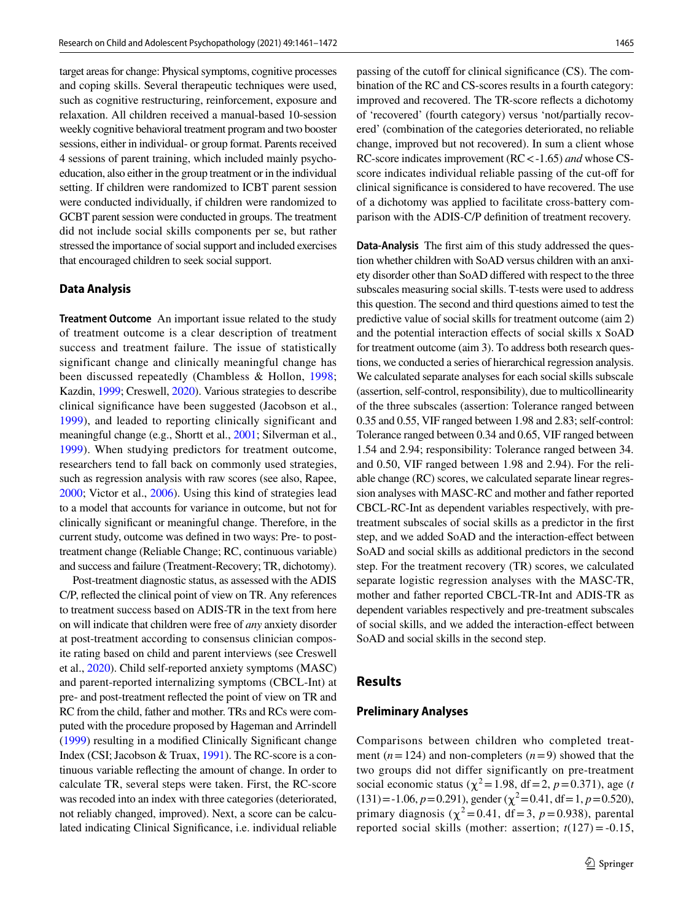target areas for change: Physical symptoms, cognitive processes and coping skills. Several therapeutic techniques were used, such as cognitive restructuring, reinforcement, exposure and relaxation. All children received a manual-based 10-session weekly cognitive behavioral treatment program and two booster sessions, either in individual- or group format. Parents received 4 sessions of parent training, which included mainly psycho-education, also either in the group treatment or in the individual setting. If children were randomized to ICBT parent session were conducted individually, if children were randomized to GCBT parent session were conducted in groups. The treatment did not include social skills components per se, but rather stressed the importance of social support and included exercises that encouraged children to seek social support.

### Data Analysis

**Treatment Outcome** An important issue related to the study of treatment outcome is a clear description of treatment success and treatment failure. The issue of statistically significant change and clinically meaningful change has been discussed repeatedly (Chambless & Hollon, 1998; Kazdin, 1999; Creswell, 2020). Various strategies to describe clinical significance have been suggested (Jacobson et al., 1999), and leaded to reporting clinically significant and meaningful change (e.g., Shortt et al., 2001; Silverman et al., 1999). When studying predictors for treatment outcome, researchers tend to fall back on commonly used strategies, such as regression analysis with raw scores (see also, Rapee, 2000; Victor et al., 2006). Using this kind of strategies lead to a model that accounts for variance in outcome, but not for clinically significant or meaningful change. Therefore, in the current study, outcome was defined in two ways: Pre- to post-treatment change (Reliable Change; RC, continuous variable) and success and failure (Treatment-Recovery; TR, dichotomy).

Post-treatment diagnostic status, as assessed with the ADIS C/P, reflected the clinical point of view on TR. Any references to treatment success based on ADIS-TR in the text from here on will indicate that children were free of *any* anxiety disorder at post-treatment according to consensus clinician composite rating based on child and parent interviews (see Creswell et al., 2020). Child self-reported anxiety symptoms (MASC) and parent-reported internalizing symptoms (CBCL-Int) at pre- and post-treatment reflected the point of view on TR and RC from the child, father and mother. TRs and RCs were computed with the procedure proposed by Hageman and Arrindell (1999) resulting in a modified Clinically Significant change Index (CSI; Jacobson & Truax, 1991). The RC-score is a continuous variable reflecting the amount of change. In order to calculate TR, several steps were taken. First, the RC-score was recoded into an index with three categories (deteriorated, not reliably changed, improved). Next, a score can be calculated indicating Clinical Significance, i.e. individual reliable passing of the cutoff for clinical significance (CS). The combination of the RC and CS-scores results in a fourth category: improved and recovered. The TR-score reflects a dichotomy of 'recovered' (fourth category) versus 'not/partially recovered' (combination of the categories deteriorated, no reliable change, improved but not recovered). In sum a client whose RC-score indicates improvement ($RC < -1.65$) *and* whose CS-score indicates individual reliable passing of the cut-off for clinical significance is considered to have recovered. The use of a dichotomy was applied to facilitate cross-battery comparison with the ADIS-C/P definition of treatment recovery.

**Data-Analysis** The first aim of this study addressed the question whether children with SoAD versus children with an anxiety disorder other than SoAD differed with respect to the three subscales measuring social skills. T-tests were used to address this question. The second and third questions aimed to test the predictive value of social skills for treatment outcome (aim 2) and the potential interaction effects of social skills x SoAD for treatment outcome (aim 3). To address both research questions, we conducted a series of hierarchical regression analysis. We calculated separate analyses for each social skills subscale (assertion, self-control, responsibility), due to multicollinearity of the three subscales (assertion: Tolerance ranged between 0.35 and 0.55, VIF ranged between 1.98 and 2.83; self-control: Tolerance ranged between 0.34 and 0.65, VIF ranged between 1.54 and 2.94; responsibility: Tolerance ranged between 34. and 0.50, VIF ranged between 1.98 and 2.94). For the reliable change (RC) scores, we calculated separate linear regression analyses with MASC-RC and mother and father reported CBCL-RC-Int as dependent variables respectively, with pre-treatment subscales of social skills as a predictor in the first step, and we added SoAD and the interaction-effect between SoAD and social skills as additional predictors in the second step. For the treatment recovery (TR) scores, we calculated separate logistic regression analyses with the MASC-TR, mother and father reported CBCL-TR-Int and ADIS-TR as dependent variables respectively and pre-treatment subscales of social skills, and we added the interaction-effect between SoAD and social skills in the second step.

## Results

### Preliminary Analyses

Comparisons between children who completed treatment ($n = 124$) and non-completers ($n = 9$) showed that the two groups did not differ significantly on pre-treatment social economic status ($\chi^2 = 1.98$, $df = 2$, $p = 0.371$), age ($t(131) = -1.06$, $p = 0.291$), gender ($\chi^2 = 0.41$, $df = 1$, $p = 0.520$), primary diagnosis ($\chi^2 = 0.41$, $df = 3$, $p = 0.938$), parental reported social skills (mother: assertion; $t(127) = -0.15$,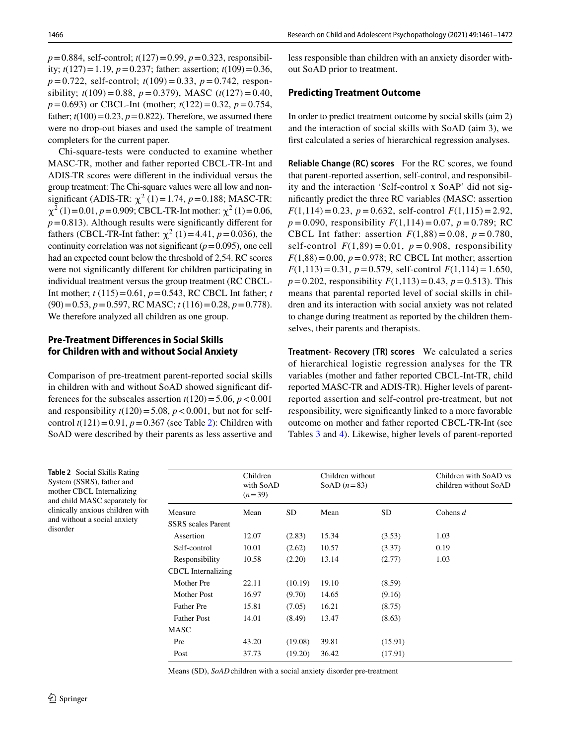$p = 0.884$, self-control; $t(127) = 0.99$, $p = 0.323$, responsibility; $t(127) = 1.19$, $p = 0.237$; father: assertion; $t(109) = 0.36$, $p = 0.722$, self-control; $t(109) = 0.33$, $p = 0.742$, responsibility; $t(109) = 0.88$, $p = 0.379$), MASC ($t(127) = 0.40$, $p = 0.693$) or CBCL-Int (mother; $t(122) = 0.32$, $p = 0.754$, father; $t(100) = 0.23$, $p = 0.822$). Therefore, we assumed there were no drop-out biases and used the sample of treatment completers for the current paper.

Chi-square-tests were conducted to examine whether MASC-TR, mother and father reported CBCL-TR-Int and ADIS-TR scores were different in the individual versus the group treatment: The Chi-square values were all low and non-significant (ADIS-TR: $\chi^2\,(1) = 1.74$, $p = 0.188$; MASC-TR: $\chi^2\,(1) = 0.01$, $p = 0.909$; CBCL-TR-Int mother: $\chi^2\,(1) = 0.06$, $p = 0.813$). Although results were significantly different for fathers (CBCL-TR-Int father: $\chi^2\,(1) = 4.41$, $p = 0.036$), the continuity correlation was not significant ($p = 0.095$), one cell had an expected count below the threshold of 2,54. RC scores were not significantly different for children participating in individual treatment versus the group treatment (RC CBCL-Int mother; $t\,(115) = 0.61$, $p = 0.543$, RC CBCL Int father; $t\,(90) = 0.53$, $p = 0.597$, RC MASC; $t\,(116) = 0.28$, $p = 0.778$). We therefore analyzed all children as one group.

## Pre-Treatment Differences in Social Skills for Children with and without Social Anxiety

Comparison of pre-treatment parent-reported social skills in children with and without SoAD showed significant differences for the subscales assertion $t(120) = 5.06$, $p < 0.001$ and responsibility $t(120) = 5.08$, $p < 0.001$, but not for self-control $t(121) = 0.91$, $p = 0.367$ (see Table 2): Children with SoAD were described by their parents as less assertive and less responsible than children with an anxiety disorder without SoAD prior to treatment.

## Predicting Treatment Outcome

In order to predict treatment outcome by social skills (aim 2) and the interaction of social skills with SoAD (aim 3), we first calculated a series of hierarchical regression analyses.

**Reliable Change (RC) scores** For the RC scores, we found that parent-reported assertion, self-control, and responsibility and the interaction 'Self-control x SoAP' did not significantly predict the three RC variables (MASC: assertion $F(1{,}114) = 0.23$, $p = 0.632$, self-control $F(1{,}115) = 2.92$, $p = 0.090$, responsibility $F(1{,}114) = 0.07$, $p = 0.789$; RC CBCL Int father: assertion $F(1{,}88) = 0.08$, $p = 0.780$, self-control $F(1{,}89) = 0.01$, $p = 0.908$, responsibility $F(1{,}88) = 0.00$, $p = 0.978$; RC CBCL Int mother; assertion $F(1{,}113) = 0.31$, $p = 0.579$, self-control $F(1{,}114) = 1.650$, $p = 0.202$, responsibility $F(1{,}113) = 0.43$, $p = 0.513$). This means that parental reported level of social skills in children and its interaction with social anxiety was not related to change during treatment as reported by the children themselves, their parents and therapists.

**Treatment- Recovery (TR) scores** We calculated a series of hierarchical logistic regression analyses for the TR variables (mother and father reported CBCL-Int-TR, child reported MASC-TR and ADIS-TR). Higher levels of parent-reported assertion and self-control pre-treatment, but not responsibility, were significantly linked to a more favorable outcome on mother and father reported CBCL-TR-Int (see Tables 3 and 4). Likewise, higher levels of parent-reported

**Table 2** Social Skills Rating System (SSRS), father and mother CBCL Internalizing and child MASC separately for clinically anxious children with and without a social anxiety disorder

| | Children with SoAD ($n = 39$) | | Children without SoAD ($n = 83$) | | Children with SoAD vs children without SoAD |
|---|---|---|---|---|---|
| Measure | Mean | SD | Mean | SD | Cohens *d* |
| SSRS scales Parent | | | | | |
| Assertion | 12.07 | (2.83) | 15.34 | (3.53) | 1.03 |
| Self-control | 10.01 | (2.62) | 10.57 | (3.37) | 0.19 |
| Responsibility | 10.58 | (2.20) | 13.14 | (2.77) | 1.03 |
| CBCL Internalizing | | | | | |
| Mother Pre | 22.11 | (10.19) | 19.10 | (8.59) | |
| Mother Post | 16.97 | (9.70) | 14.65 | (9.16) | |
| Father Pre | 15.81 | (7.05) | 16.21 | (8.75) | |
| Father Post | 14.01 | (8.49) | 13.47 | (8.63) | |
| MASC | | | | | |
| Pre | 43.20 | (19.08) | 39.81 | (15.91) | |
| Post | 37.73 | (19.20) | 36.42 | (17.91) | |

Means (SD), *SoAD* children with a social anxiety disorder pre-treatment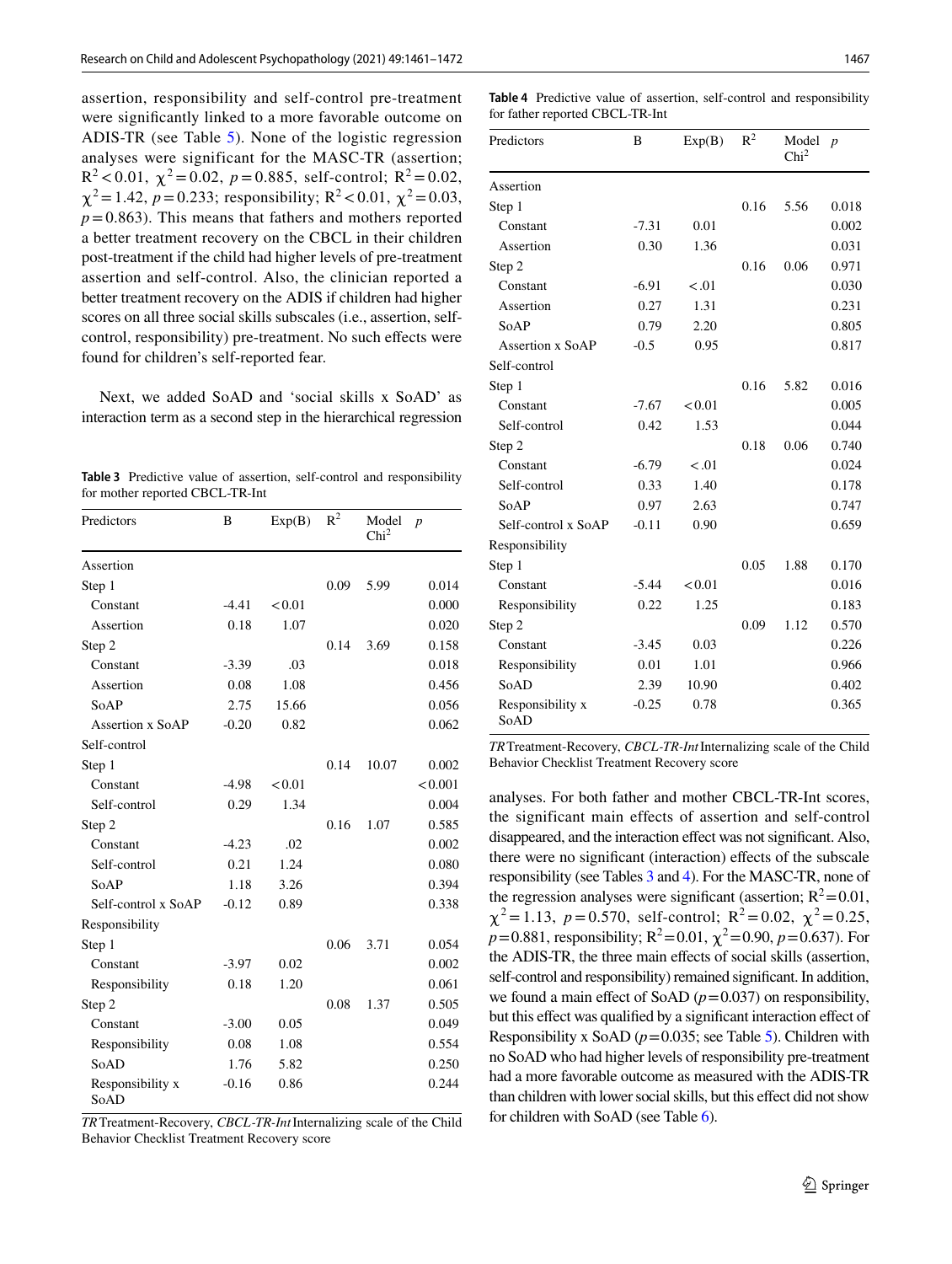assertion, responsibility and self-control pre-treatment were significantly linked to a more favorable outcome on ADIS-TR (see Table 5). None of the logistic regression analyses were significant for the MASC-TR (assertion; $R^2 < 0.01$, $\chi^2 = 0.02$, $p = 0.885$, self-control; $R^2 = 0.02$, $\chi^2 = 1.42$, $p = 0.233$; responsibility; $R^2 < 0.01$, $\chi^2 = 0.03$, $p = 0.863$). This means that fathers and mothers reported a better treatment recovery on the CBCL in their children post-treatment if the child had higher levels of pre-treatment assertion and self-control. Also, the clinician reported a better treatment recovery on the ADIS if children had higher scores on all three social skills subscales (i.e., assertion, self-control, responsibility) pre-treatment. No such effects were found for children's self-reported fear.

Next, we added SoAD and 'social skills x SoAD' as interaction term as a second step in the hierarchical regression

**Table 3** Predictive value of assertion, self-control and responsibility for mother reported CBCL-TR-Int

| Predictors | B | Exp(B) | $R^2$ | Model $Chi^2$ | *p* |
|---|---|---|---|---|---|
| Assertion | | | | | |
| Step 1 | | | 0.09 | 5.99 | 0.014 |
| Constant | -4.41 | <0.01 | | | 0.000 |
| Assertion | 0.18 | 1.07 | | | 0.020 |
| Step 2 | | | 0.14 | 3.69 | 0.158 |
| Constant | -3.39 | .03 | | | 0.018 |
| Assertion | 0.08 | 1.08 | | | 0.456 |
| SoAP | 2.75 | 15.66 | | | 0.056 |
| Assertion x SoAP | -0.20 | 0.82 | | | 0.062 |
| Self-control | | | | | |
| Step 1 | | | 0.14 | 10.07 | 0.002 |
| Constant | -4.98 | <0.01 | | | <0.001 |
| Self-control | 0.29 | 1.34 | | | 0.004 |
| Step 2 | | | 0.16 | 1.07 | 0.585 |
| Constant | -4.23 | .02 | | | 0.002 |
| Self-control | 0.21 | 1.24 | | | 0.080 |
| SoAP | 1.18 | 3.26 | | | 0.394 |
| Self-control x SoAP | -0.12 | 0.89 | | | 0.338 |
| Responsibility | | | | | |
| Step 1 | | | 0.06 | 3.71 | 0.054 |
| Constant | -3.97 | 0.02 | | | 0.002 |
| Responsibility | 0.18 | 1.20 | | | 0.061 |
| Step 2 | | | 0.08 | 1.37 | 0.505 |
| Constant | -3.00 | 0.05 | | | 0.049 |
| Responsibility | 0.08 | 1.08 | | | 0.554 |
| SoAD | 1.76 | 5.82 | | | 0.250 |
| Responsibility x SoAD | -0.16 | 0.86 | | | 0.244 |

*TR* Treatment-Recovery, *CBCL-TR-Int* Internalizing scale of the Child Behavior Checklist Treatment Recovery score

**Table 4** Predictive value of assertion, self-control and responsibility for father reported CBCL-TR-Int

| Predictors | B | Exp(B) | $R^2$ | Model $Chi^2$ | *p* |
|---|---|---|---|---|---|
| Assertion | | | | | |
| Step 1 | | | 0.16 | 5.56 | 0.018 |
| Constant | -7.31 | 0.01 | | | 0.002 |
| Assertion | 0.30 | 1.36 | | | 0.031 |
| Step 2 | | | 0.16 | 0.06 | 0.971 |
| Constant | -6.91 | <.01 | | | 0.030 |
| Assertion | 0.27 | 1.31 | | | 0.231 |
| SoAP | 0.79 | 2.20 | | | 0.805 |
| Assertion x SoAP | -0.5 | 0.95 | | | 0.817 |
| Self-control | | | | | |
| Step 1 | | | 0.16 | 5.82 | 0.016 |
| Constant | -7.67 | <0.01 | | | 0.005 |
| Self-control | 0.42 | 1.53 | | | 0.044 |
| Step 2 | | | 0.18 | 0.06 | 0.740 |
| Constant | -6.79 | <.01 | | | 0.024 |
| Self-control | 0.33 | 1.40 | | | 0.178 |
| SoAP | 0.97 | 2.63 | | | 0.747 |
| Self-control x SoAP | -0.11 | 0.90 | | | 0.659 |
| Responsibility | | | | | |
| Step 1 | | | 0.05 | 1.88 | 0.170 |
| Constant | -5.44 | <0.01 | | | 0.016 |
| Responsibility | 0.22 | 1.25 | | | 0.183 |
| Step 2 | | | 0.09 | 1.12 | 0.570 |
| Constant | -3.45 | 0.03 | | | 0.226 |
| Responsibility | 0.01 | 1.01 | | | 0.966 |
| SoAD | 2.39 | 10.90 | | | 0.402 |
| Responsibility x SoAD | -0.25 | 0.78 | | | 0.365 |

*TR* Treatment-Recovery, *CBCL-TR-Int* Internalizing scale of the Child Behavior Checklist Treatment Recovery score

analyses. For both father and mother CBCL-TR-Int scores, the significant main effects of assertion and self-control disappeared, and the interaction effect was not significant. Also, there were no significant (interaction) effects of the subscale responsibility (see Tables 3 and 4). For the MASC-TR, none of the regression analyses were significant (assertion; $R^2 = 0.01$, $\chi^2 = 1.13$, $p = 0.570$, self-control; $R^2 = 0.02$, $\chi^2 = 0.25$, $p = 0.881$, responsibility; $R^2 = 0.01$, $\chi^2 = 0.90$, $p = 0.637$). For the ADIS-TR, the three main effects of social skills (assertion, self-control and responsibility) remained significant. In addition, we found a main effect of SoAD ($p = 0.037$) on responsibility, but this effect was qualified by a significant interaction effect of Responsibility x SoAD ($p = 0.035$; see Table 5). Children with no SoAD who had higher levels of responsibility pre-treatment had a more favorable outcome as measured with the ADIS-TR than children with lower social skills, but this effect did not show for children with SoAD (see Table 6).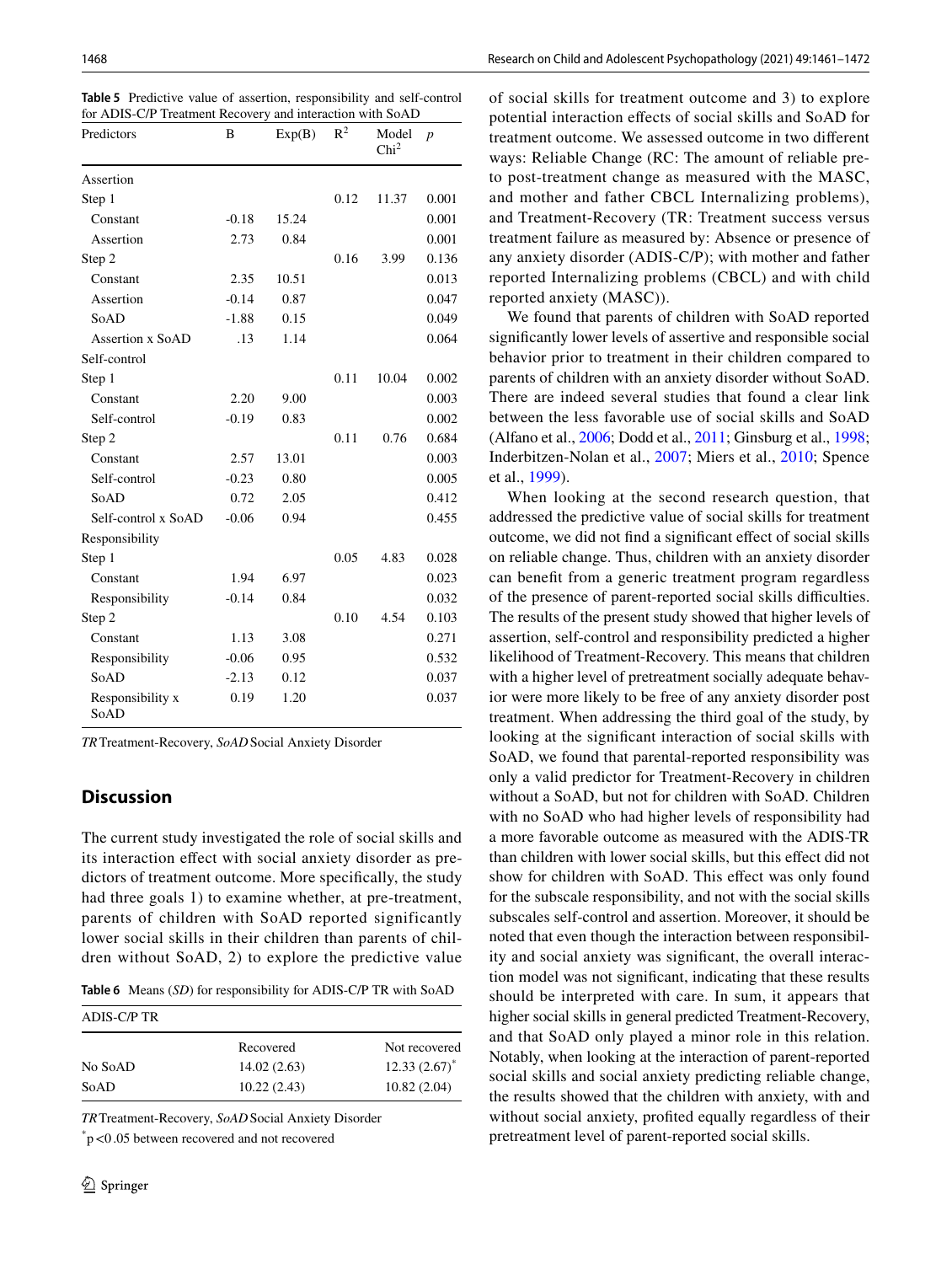**Table 5** Predictive value of assertion, responsibility and self-control for ADIS-C/P Treatment Recovery and interaction with SoAD

| Predictors | B | Exp(B) | $R^2$ | Model $Chi^2$ | *p* |
|---|---|---|---|---|---|
| Assertion | | | | | |
| Step 1 | | | 0.12 | 11.37 | 0.001 |
| Constant | -0.18 | 15.24 | | | 0.001 |
| Assertion | 2.73 | 0.84 | | | 0.001 |
| Step 2 | | | 0.16 | 3.99 | 0.136 |
| Constant | 2.35 | 10.51 | | | 0.013 |
| Assertion | -0.14 | 0.87 | | | 0.047 |
| SoAD | -1.88 | 0.15 | | | 0.049 |
| Assertion x SoAD | .13 | 1.14 | | | 0.064 |
| Self-control | | | | | |
| Step 1 | | | 0.11 | 10.04 | 0.002 |
| Constant | 2.20 | 9.00 | | | 0.003 |
| Self-control | -0.19 | 0.83 | | | 0.002 |
| Step 2 | | | 0.11 | 0.76 | 0.684 |
| Constant | 2.57 | 13.01 | | | 0.003 |
| Self-control | -0.23 | 0.80 | | | 0.005 |
| SoAD | 0.72 | 2.05 | | | 0.412 |
| Self-control x SoAD | -0.06 | 0.94 | | | 0.455 |
| Responsibility | | | | | |
| Step 1 | | | 0.05 | 4.83 | 0.028 |
| Constant | 1.94 | 6.97 | | | 0.023 |
| Responsibility | -0.14 | 0.84 | | | 0.032 |
| Step 2 | | | 0.10 | 4.54 | 0.103 |
| Constant | 1.13 | 3.08 | | | 0.271 |
| Responsibility | -0.06 | 0.95 | | | 0.532 |
| SoAD | -2.13 | 0.12 | | | 0.037 |
| Responsibility x SoAD | 0.19 | 1.20 | | | 0.037 |

*TR* Treatment-Recovery, *SoAD* Social Anxiety Disorder

## Discussion

The current study investigated the role of social skills and its interaction effect with social anxiety disorder as predictors of treatment outcome. More specifically, the study had three goals 1) to examine whether, at pre-treatment, parents of children with SoAD reported significantly lower social skills in their children than parents of children without SoAD, 2) to explore the predictive value of social skills for treatment outcome and 3) to explore potential interaction effects of social skills and SoAD for treatment outcome. We assessed outcome in two different ways: Reliable Change (RC: The amount of reliable pre- to post-treatment change as measured with the MASC, and mother and father CBCL Internalizing problems), and Treatment-Recovery (TR: Treatment success versus treatment failure as measured by: Absence or presence of any anxiety disorder (ADIS-C/P); with mother and father reported Internalizing problems (CBCL) and with child reported anxiety (MASC)).

We found that parents of children with SoAD reported significantly lower levels of assertive and responsible social behavior prior to treatment in their children compared to parents of children with an anxiety disorder without SoAD. There are indeed several studies that found a clear link between the less favorable use of social skills and SoAD (Alfano et al., 2006; Dodd et al., 2011; Ginsburg et al., 1998; Inderbitzen-Nolan et al., 2007; Miers et al., 2010; Spence et al., 1999).

When looking at the second research question, that addressed the predictive value of social skills for treatment outcome, we did not find a significant effect of social skills on reliable change. Thus, children with an anxiety disorder can benefit from a generic treatment program regardless of the presence of parent-reported social skills difficulties. The results of the present study showed that higher levels of assertion, self-control and responsibility predicted a higher likelihood of Treatment-Recovery. This means that children with a higher level of pretreatment socially adequate behavior were more likely to be free of any anxiety disorder post treatment. When addressing the third goal of the study, by looking at the significant interaction of social skills with SoAD, we found that parental-reported responsibility was only a valid predictor for Treatment-Recovery in children without a SoAD, but not for children with SoAD. Children with no SoAD who had higher levels of responsibility had a more favorable outcome as measured with the ADIS-TR than children with lower social skills, but this effect did not show for children with SoAD. This effect was only found for the subscale responsibility, and not with the social skills subscales self-control and assertion. Moreover, it should be noted that even though the interaction between responsibility and social anxiety was significant, the overall interaction model was not significant, indicating that these results should be interpreted with care. In sum, it appears that higher social skills in general predicted Treatment-Recovery, and that SoAD only played a minor role in this relation. Notably, when looking at the interaction of parent-reported social skills and social anxiety predicting reliable change, the results showed that the children with anxiety, with and without social anxiety, profited equally regardless of their pretreatment level of parent-reported social skills.

**Table 6** Means (*SD*) for responsibility for ADIS-C/P TR with SoAD

| ADIS-C/P TR | | |
|---|---|---|
| | Recovered | Not recovered |
| No SoAD | 14.02 (2.63) | 12.33 (2.67)* |
| SoAD | 10.22 (2.43) | 10.82 (2.04) |

*TR* Treatment-Recovery, *SoAD* Social Anxiety Disorder

*$p < 0.05$ between recovered and not recovered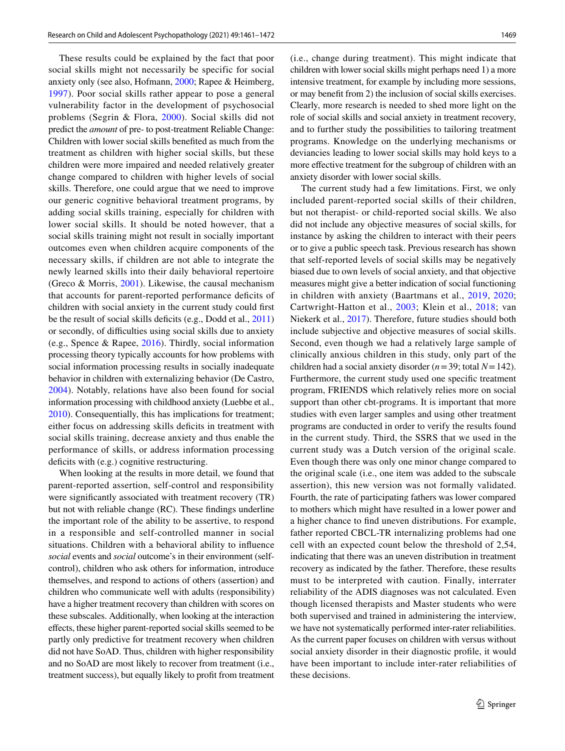These results could be explained by the fact that poor social skills might not necessarily be specific for social anxiety only (see also, Hofmann, 2000; Rapee & Heimberg, 1997). Poor social skills rather appear to pose a general vulnerability factor in the development of psychosocial problems (Segrin & Flora, 2000). Social skills did not predict the *amount* of pre- to post-treatment Reliable Change: Children with lower social skills benefited as much from the treatment as children with higher social skills, but these children were more impaired and needed relatively greater change compared to children with higher levels of social skills. Therefore, one could argue that we need to improve our generic cognitive behavioral treatment programs, by adding social skills training, especially for children with lower social skills. It should be noted however, that a social skills training might not result in socially important outcomes even when children acquire components of the necessary skills, if children are not able to integrate the newly learned skills into their daily behavioral repertoire (Greco & Morris, 2001). Likewise, the causal mechanism that accounts for parent-reported performance deficits of children with social anxiety in the current study could first be the result of social skills deficits (e.g., Dodd et al., 2011) or secondly, of difficulties using social skills due to anxiety (e.g., Spence & Rapee, 2016). Thirdly, social information processing theory typically accounts for how problems with social information processing results in socially inadequate behavior in children with externalizing behavior (De Castro, 2004). Notably, relations have also been found for social information processing with childhood anxiety (Luebbe et al., 2010). Consequentially, this has implications for treatment; either focus on addressing skills deficits in treatment with social skills training, decrease anxiety and thus enable the performance of skills, or address information processing deficits with (e.g.) cognitive restructuring.

When looking at the results in more detail, we found that parent-reported assertion, self-control and responsibility were significantly associated with treatment recovery (TR) but not with reliable change (RC). These findings underline the important role of the ability to be assertive, to respond in a responsible and self-controlled manner in social situations. Children with a behavioral ability to influence *social* events and *social* outcome's in their environment (self-control), children who ask others for information, introduce themselves, and respond to actions of others (assertion) and children who communicate well with adults (responsibility) have a higher treatment recovery than children with scores on these subscales. Additionally, when looking at the interaction effects, these higher parent-reported social skills seemed to be partly only predictive for treatment recovery when children did not have SoAD. Thus, children with higher responsibility and no SoAD are most likely to recover from treatment (i.e., treatment success), but equally likely to profit from treatment (i.e., change during treatment). This might indicate that children with lower social skills might perhaps need 1) a more intensive treatment, for example by including more sessions, or may benefit from 2) the inclusion of social skills exercises. Clearly, more research is needed to shed more light on the role of social skills and social anxiety in treatment recovery, and to further study the possibilities to tailoring treatment programs. Knowledge on the underlying mechanisms or deviancies leading to lower social skills may hold keys to a more effective treatment for the subgroup of children with an anxiety disorder with lower social skills.

The current study had a few limitations. First, we only included parent-reported social skills of their children, but not therapist- or child-reported social skills. We also did not include any objective measures of social skills, for instance by asking the children to interact with their peers or to give a public speech task. Previous research has shown that self-reported levels of social skills may be negatively biased due to own levels of social anxiety, and that objective measures might give a better indication of social functioning in children with anxiety (Baartmans et al., 2019, 2020; Cartwright-Hatton et al., 2003; Klein et al., 2018; van Niekerk et al., 2017). Therefore, future studies should both include subjective and objective measures of social skills. Second, even though we had a relatively large sample of clinically anxious children in this study, only part of the children had a social anxiety disorder ($n = 39$; total $N = 142$). Furthermore, the current study used one specific treatment program, FRIENDS which relatively relies more on social support than other cbt-programs. It is important that more studies with even larger samples and using other treatment programs are conducted in order to verify the results found in the current study. Third, the SSRS that we used in the current study was a Dutch version of the original scale. Even though there was only one minor change compared to the original scale (i.e., one item was added to the subscale assertion), this new version was not formally validated. Fourth, the rate of participating fathers was lower compared to mothers which might have resulted in a lower power and a higher chance to find uneven distributions. For example, father reported CBCL-TR internalizing problems had one cell with an expected count below the threshold of 2,54, indicating that there was an uneven distribution in treatment recovery as indicated by the father. Therefore, these results must to be interpreted with caution. Finally, interrater reliability of the ADIS diagnoses was not calculated. Even though licensed therapists and Master students who were both supervised and trained in administering the interview, we have not systematically performed inter-rater reliabilities. As the current paper focuses on children with versus without social anxiety disorder in their diagnostic profile, it would have been important to include inter-rater reliabilities of these decisions.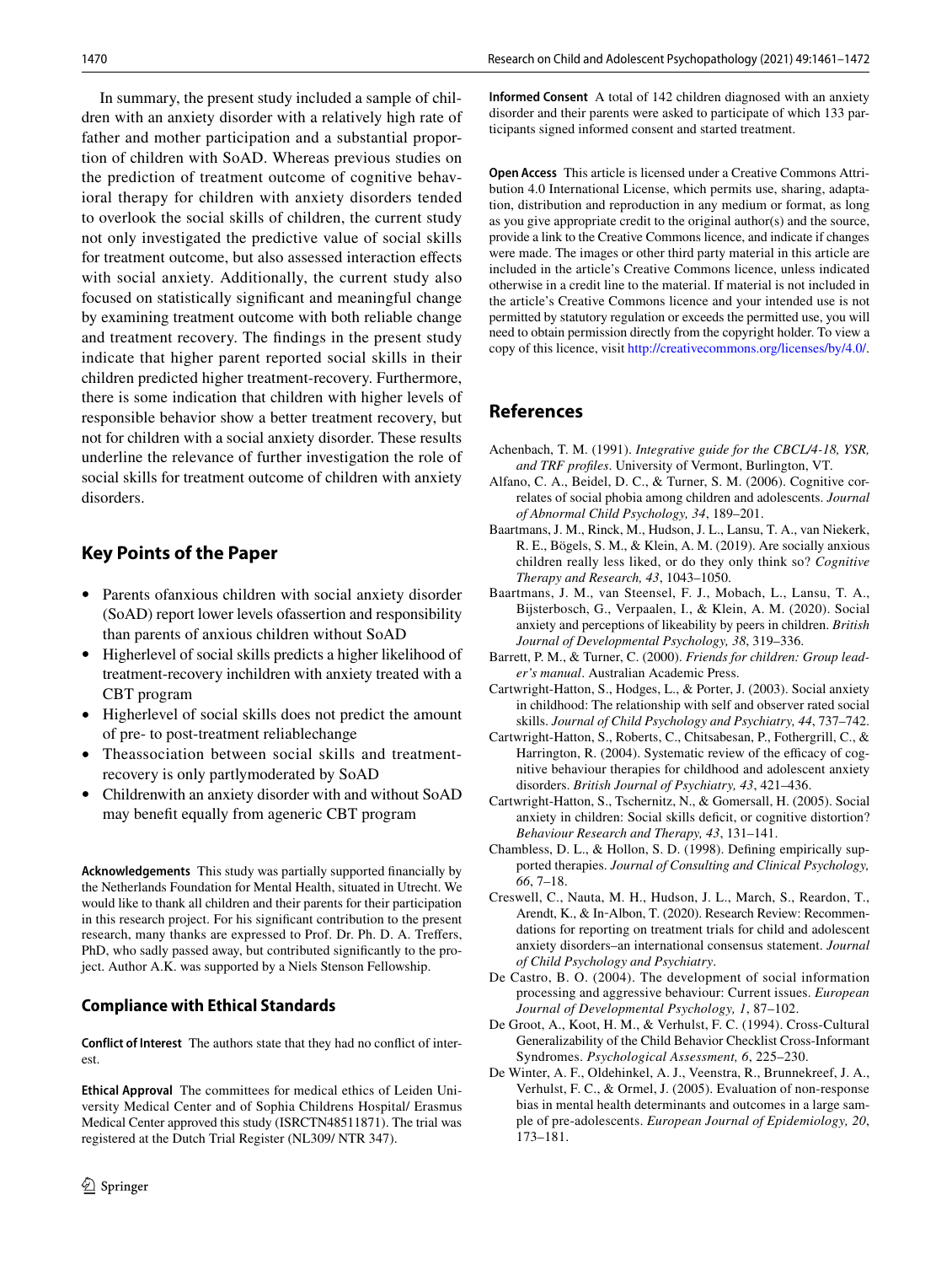In summary, the present study included a sample of children with an anxiety disorder with a relatively high rate of father and mother participation and a substantial proportion of children with SoAD. Whereas previous studies on the prediction of treatment outcome of cognitive behavioral therapy for children with anxiety disorders tended to overlook the social skills of children, the current study not only investigated the predictive value of social skills for treatment outcome, but also assessed interaction effects with social anxiety. Additionally, the current study also focused on statistically significant and meaningful change by examining treatment outcome with both reliable change and treatment recovery. The findings in the present study indicate that higher parent reported social skills in their children predicted higher treatment-recovery. Furthermore, there is some indication that children with higher levels of responsible behavior show a better treatment recovery, but not for children with a social anxiety disorder. These results underline the relevance of further investigation the role of social skills for treatment outcome of children with anxiety disorders.

## Key Points of the Paper

- Parents ofanxious children with social anxiety disorder (SoAD) report lower levels ofassertion and responsibility than parents of anxious children without SoAD
- Higherlevel of social skills predicts a higher likelihood of treatment-recovery inchildren with anxiety treated with a CBT program
- Higherlevel of social skills does not predict the amount of pre- to post-treatment reliablechange
- Theassociation between social skills and treatment-recovery is only partlymoderated by SoAD
- Childrenwith an anxiety disorder with and without SoAD may benefit equally from ageneric CBT program

**Acknowledgements** This study was partially supported financially by the Netherlands Foundation for Mental Health, situated in Utrecht. We would like to thank all children and their parents for their participation in this research project. For his significant contribution to the present research, many thanks are expressed to Prof. Dr. Ph. D. A. Treffers, PhD, who sadly passed away, but contributed significantly to the project. Author A.K. was supported by a Niels Stenson Fellowship.

### Compliance with Ethical Standards

**Conflict of Interest** The authors state that they had no conflict of interest.

**Ethical Approval** The committees for medical ethics of Leiden University Medical Center and of Sophia Childrens Hospital/ Erasmus Medical Center approved this study (ISRCTN48511871). The trial was registered at the Dutch Trial Register (NL309/ NTR 347).

**Informed Consent** A total of 142 children diagnosed with an anxiety disorder and their parents were asked to participate of which 133 participants signed informed consent and started treatment.

**Open Access** This article is licensed under a Creative Commons Attribution 4.0 International License, which permits use, sharing, adaptation, distribution and reproduction in any medium or format, as long as you give appropriate credit to the original author(s) and the source, provide a link to the Creative Commons licence, and indicate if changes were made. The images or other third party material in this article are included in the article's Creative Commons licence, unless indicated otherwise in a credit line to the material. If material is not included in the article's Creative Commons licence and your intended use is not permitted by statutory regulation or exceeds the permitted use, you will need to obtain permission directly from the copyright holder. To view a copy of this licence, visit http://creativecommons.org/licenses/by/4.0/.

## References

Achenbach, T. M. (1991). *Integrative guide for the CBCL/4-18, YSR, and TRF profiles*. University of Vermont, Burlington, VT.

Alfano, C. A., Beidel, D. C., & Turner, S. M. (2006). Cognitive correlates of social phobia among children and adolescents. *Journal of Abnormal Child Psychology, 34*, 189–201.

Baartmans, J. M., Rinck, M., Hudson, J. L., Lansu, T. A., van Niekerk, R. E., Bögels, S. M., & Klein, A. M. (2019). Are socially anxious children really less liked, or do they only think so? *Cognitive Therapy and Research, 43*, 1043–1050.

Baartmans, J. M., van Steensel, F. J., Mobach, L., Lansu, T. A., Bijsterbosch, G., Verpaalen, I., & Klein, A. M. (2020). Social anxiety and perceptions of likeability by peers in children. *British Journal of Developmental Psychology, 38*, 319–336.

Barrett, P. M., & Turner, C. (2000). *Friends for children: Group leader's manual*. Australian Academic Press.

Cartwright-Hatton, S., Hodges, L., & Porter, J. (2003). Social anxiety in childhood: The relationship with self and observer rated social skills. *Journal of Child Psychology and Psychiatry, 44*, 737–742.

Cartwright-Hatton, S., Roberts, C., Chitsabesan, P., Fothergill, C., & Harrington, R. (2004). Systematic review of the efficacy of cognitive behaviour therapies for childhood and adolescent anxiety disorders. *British Journal of Psychiatry, 43*, 421–436.

Cartwright-Hatton, S., Tschernitz, N., & Gomersall, H. (2005). Social anxiety in children: Social skills deficit, or cognitive distortion? *Behaviour Research and Therapy, 43*, 131–141.

Chambless, D. L., & Hollon, S. D. (1998). Defining empirically supported therapies. *Journal of Consulting and Clinical Psychology, 66*, 7–18.

Creswell, C., Nauta, M. H., Hudson, J. L., March, S., Reardon, T., Arendt, K., & In-Albon, T. (2020). Research Review: Recommendations for reporting on treatment trials for child and adolescent anxiety disorders–an international consensus statement. *Journal of Child Psychology and Psychiatry*.

De Castro, B. O. (2004). The development of social information processing and aggressive behaviour: Current issues. *European Journal of Developmental Psychology, 1*, 87–102.

De Groot, A., Koot, H. M., & Verhulst, F. C. (1994). Cross-Cultural Generalizability of the Child Behavior Checklist Cross-Informant Syndromes. *Psychological Assessment, 6*, 225–230.

De Winter, A. F., Oldehinkel, A. J., Veenstra, R., Brunnekreef, J. A., Verhulst, F. C., & Ormel, J. (2005). Evaluation of non-response bias in mental health determinants and outcomes in a large sample of pre-adolescents. *European Journal of Epidemiology, 20*, 173–181.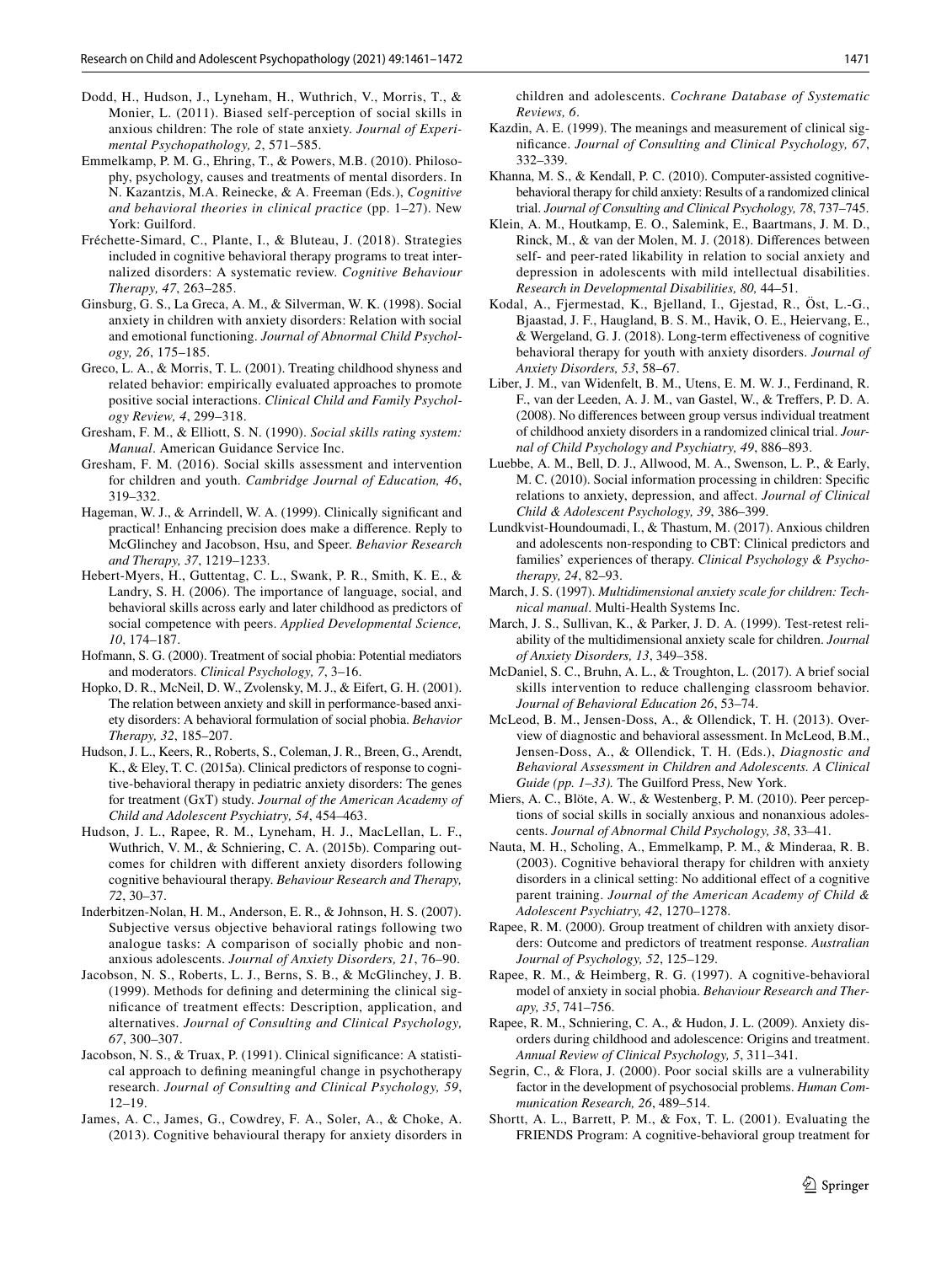Dodd, H., Hudson, J., Lyneham, H., Wuthrich, V., Morris, T., & Monier, L. (2011). Biased self-perception of social skills in anxious children: The role of state anxiety. *Journal of Experimental Psychopathology, 2*, 571–585.

Emmelkamp, P. M. G., Ehring, T., & Powers, M.B. (2010). Philosophy, psychology, causes and treatments of mental disorders. In N. Kazantzis, M.A. Reinecke, & A. Freeman (Eds.), *Cognitive and behavioral theories in clinical practice* (pp. 1–27). New York: Guilford.

Fréchette-Simard, C., Plante, I., & Bluteau, J. (2018). Strategies included in cognitive behavioral therapy programs to treat internalized disorders: A systematic review. *Cognitive Behaviour Therapy, 47*, 263–285.

Ginsburg, G. S., La Greca, A. M., & Silverman, W. K. (1998). Social anxiety in children with anxiety disorders: Relation with social and emotional functioning. *Journal of Abnormal Child Psychology, 26*, 175–185.

Greco, L. A., & Morris, T. L. (2001). Treating childhood shyness and related behavior: empirically evaluated approaches to promote positive social interactions. *Clinical Child and Family Psychology Review, 4*, 299–318.

Gresham, F. M., & Elliott, S. N. (1990). *Social skills rating system: Manual*. American Guidance Service Inc.

Gresham, F. M. (2016). Social skills assessment and intervention for children and youth. *Cambridge Journal of Education, 46*, 319–332.

Hageman, W. J., & Arrindell, W. A. (1999). Clinically significant and practical! Enhancing precision does make a difference. Reply to McGlinchey and Jacobson, Hsu, and Speer. *Behavior Research and Therapy, 37*, 1219–1233.

Hebert-Myers, H., Guttentag, C. L., Swank, P. R., Smith, K. E., & Landry, S. H. (2006). The importance of language, social, and behavioral skills across early and later childhood as predictors of social competence with peers. *Applied Developmental Science, 10*, 174–187.

Hofmann, S. G. (2000). Treatment of social phobia: Potential mediators and moderators. *Clinical Psychology, 7*, 3–16.

Hopko, D. R., McNeil, D. W., Zvolensky, M. J., & Eifert, G. H. (2001). The relation between anxiety and skill in performance-based anxiety disorders: A behavioral formulation of social phobia. *Behavior Therapy, 32*, 185–207.

Hudson, J. L., Keers, R., Roberts, S., Coleman, J. R., Breen, G., Arendt, K., & Eley, T. C. (2015a). Clinical predictors of response to cognitive-behavioral therapy in pediatric anxiety disorders: The genes for treatment (GxT) study. *Journal of the American Academy of Child and Adolescent Psychiatry, 54*, 454–463.

Hudson, J. L., Rapee, R. M., Lyneham, H. J., MacLellan, L. F., Wuthrich, V. M., & Schniering, C. A. (2015b). Comparing outcomes for children with different anxiety disorders following cognitive behavioural therapy. *Behaviour Research and Therapy, 72*, 30–37.

Inderbitzen-Nolan, H. M., Anderson, E. R., & Johnson, H. S. (2007). Subjective versus objective behavioral ratings following two analogue tasks: A comparison of socially phobic and non-anxious adolescents. *Journal of Anxiety Disorders, 21*, 76–90.

Jacobson, N. S., Roberts, L. J., Berns, S. B., & McGlinchey, J. B. (1999). Methods for defining and determining the clinical significance of treatment effects: Description, application, and alternatives. *Journal of Consulting and Clinical Psychology, 67*, 300–307.

Jacobson, N. S., & Truax, P. (1991). Clinical significance: A statistical approach to defining meaningful change in psychotherapy research. *Journal of Consulting and Clinical Psychology, 59*, 12–19.

James, A. C., James, G., Cowdrey, F. A., Soler, A., & Choke, A. (2013). Cognitive behavioural therapy for anxiety disorders in children and adolescents. *Cochrane Database of Systematic Reviews, 6*.

Kazdin, A. E. (1999). The meanings and measurement of clinical significance. *Journal of Consulting and Clinical Psychology, 67*, 332–339.

Khanna, M. S., & Kendall, P. C. (2010). Computer-assisted cognitive-behavioral therapy for child anxiety: Results of a randomized clinical trial. *Journal of Consulting and Clinical Psychology, 78*, 737–745.

Klein, A. M., Houtkamp, E. O., Salemink, E., Baartmans, J. M. D., Rinck, M., & van der Molen, M. J. (2018). Differences between self- and peer-rated likability in relation to social anxiety and depression in adolescents with mild intellectual disabilities. *Research in Developmental Disabilities, 80,* 44–51.

Kodal, A., Fjermestad, K., Bjelland, I., Gjestad, R., Öst, L.-G., Bjaastad, J. F., Haugland, B. S. M., Havik, O. E., Heiervang, E., & Wergeland, G. J. (2018). Long-term effectiveness of cognitive behavioral therapy for youth with anxiety disorders. *Journal of Anxiety Disorders, 53*, 58–67.

Liber, J. M., van Widenfelt, B. M., Utens, E. M. W. J., Ferdinand, R. F., van der Leeden, A. J. M., van Gastel, W., & Treffers, P. D. A. (2008). No differences between group versus individual treatment of childhood anxiety disorders in a randomized clinical trial. *Journal of Child Psychology and Psychiatry, 49*, 886–893.

Luebbe, A. M., Bell, D. J., Allwood, M. A., Swenson, L. P., & Early, M. C. (2010). Social information processing in children: Specific relations to anxiety, depression, and affect. *Journal of Clinical Child & Adolescent Psychology, 39*, 386–399.

Lundkvist-Houndoumadi, I., & Thastum, M. (2017). Anxious children and adolescents non-responding to CBT: Clinical predictors and families' experiences of therapy. *Clinical Psychology & Psychotherapy, 24*, 82–93.

March, J. S. (1997). *Multidimensional anxiety scale for children: Technical manual*. Multi-Health Systems Inc.

March, J. S., Sullivan, K., & Parker, J. D. A. (1999). Test-retest reliability of the multidimensional anxiety scale for children. *Journal of Anxiety Disorders, 13*, 349–358.

McDaniel, S. C., Bruhn, A. L., & Troughton, L. (2017). A brief social skills intervention to reduce challenging classroom behavior. *Journal of Behavioral Education 26*, 53–74.

McLeod, B. M., Jensen-Doss, A., & Ollendick, T. H. (2013). Overview of diagnostic and behavioral assessment. In McLeod, B.M., Jensen-Doss, A., & Ollendick, T. H. (Eds.), *Diagnostic and Behavioral Assessment in Children and Adolescents. A Clinical Guide (pp. 1–33).* The Guilford Press, New York.

Miers, A. C., Blöte, A. W., & Westenberg, P. M. (2010). Peer perceptions of social skills in socially anxious and nonanxious adolescents. *Journal of Abnormal Child Psychology, 38*, 33–41.

Nauta, M. H., Scholing, A., Emmelkamp, P. M., & Minderaa, R. B. (2003). Cognitive behavioral therapy for children with anxiety disorders in a clinical setting: No additional effect of a cognitive parent training. *Journal of the American Academy of Child & Adolescent Psychiatry, 42*, 1270–1278.

Rapee, R. M. (2000). Group treatment of children with anxiety disorders: Outcome and predictors of treatment response. *Australian Journal of Psychology, 52*, 125–129.

Rapee, R. M., & Heimberg, R. G. (1997). A cognitive-behavioral model of anxiety in social phobia. *Behaviour Research and Therapy, 35*, 741–756.

Rapee, R. M., Schniering, C. A., & Hudon, J. L. (2009). Anxiety disorders during childhood and adolescence: Origins and treatment. *Annual Review of Clinical Psychology, 5*, 311–341.

Segrin, C., & Flora, J. (2000). Poor social skills are a vulnerability factor in the development of psychosocial problems. *Human Communication Research, 26*, 489–514.

Shortt, A. L., Barrett, P. M., & Fox, T. L. (2001). Evaluating the FRIENDS Program: A cognitive-behavioral group treatment for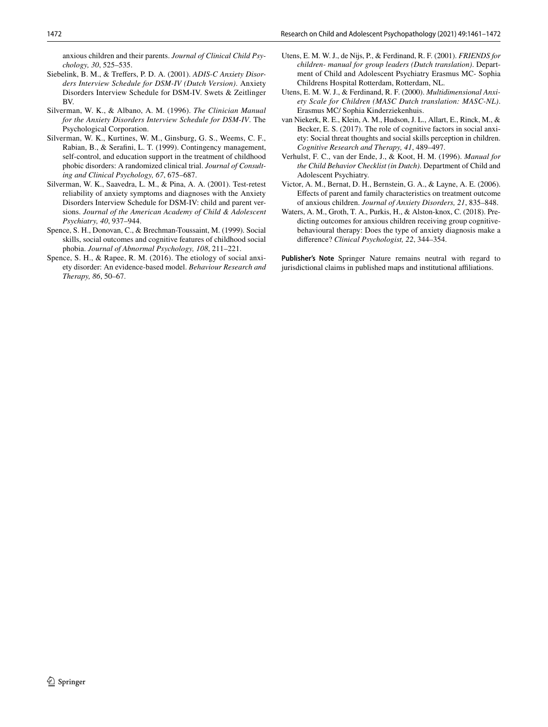anxious children and their parents. *Journal of Clinical Child Psychology, 30*, 525–535.

Siebelink, B. M., & Treffers, P. D. A. (2001). *ADIS-C Anxiety Disorders Interview Schedule for DSM-IV (Dutch Version)*. Anxiety Disorders Interview Schedule for DSM-IV. Swets & Zeitlinger BV.

Silverman, W. K., & Albano, A. M. (1996). *The Clinician Manual for the Anxiety Disorders Interview Schedule for DSM-IV*. The Psychological Corporation.

Silverman, W. K., Kurtines, W. M., Ginsburg, G. S., Weems, C. F., Rabian, B., & Serafini, L. T. (1999). Contingency management, self-control, and education support in the treatment of childhood phobic disorders: A randomized clinical trial. *Journal of Consulting and Clinical Psychology, 67*, 675–687.

Silverman, W. K., Saavedra, L. M., & Pina, A. A. (2001). Test-retest reliability of anxiety symptoms and diagnoses with the Anxiety Disorders Interview Schedule for DSM-IV: child and parent versions. *Journal of the American Academy of Child & Adolescent Psychiatry, 40*, 937–944.

Spence, S. H., Donovan, C., & Brechman-Toussaint, M. (1999). Social skills, social outcomes and cognitive features of childhood social phobia. *Journal of Abnormal Psychology, 108*, 211–221.

Spence, S. H., & Rapee, R. M. (2016). The etiology of social anxiety disorder: An evidence-based model. *Behaviour Research and Therapy, 86*, 50–67.

Utens, E. M. W. J., de Nijs, P., & Ferdinand, R. F. (2001). *FRIENDS for children- manual for group leaders (Dutch translation)*. Department of Child and Adolescent Psychiatry Erasmus MC- Sophia Childrens Hospital Rotterdam, Rotterdam, NL.

Utens, E. M. W. J., & Ferdinand, R. F. (2000). *Multidimensional Anxiety Scale for Children (MASC Dutch translation: MASC-NL)*. Erasmus MC/ Sophia Kinderziekenhuis.

van Niekerk, R. E., Klein, A. M., Hudson, J. L., Allart, E., Rinck, M., & Becker, E. S. (2017). The role of cognitive factors in social anxiety: Social threat thoughts and social skills perception in children. *Cognitive Research and Therapy, 41*, 489–497.

Verhulst, F. C., van der Ende, J., & Koot, H. M. (1996). *Manual for the Child Behavior Checklist (in Dutch)*. Department of Child and Adolescent Psychiatry.

Victor, A. M., Bernat, D. H., Bernstein, G. A., & Layne, A. E. (2006). Effects of parent and family characteristics on treatment outcome of anxious children. *Journal of Anxiety Disorders, 21*, 835–848.

Waters, A. M., Groth, T. A., Purkis, H., & Alston-knox, C. (2018). Predicting outcomes for anxious children receiving group cognitive-behavioural therapy: Does the type of anxiety diagnosis make a difference? *Clinical Psychologist, 22*, 344–354.

**Publisher's Note** Springer Nature remains neutral with regard to jurisdictional claims in published maps and institutional affiliations.